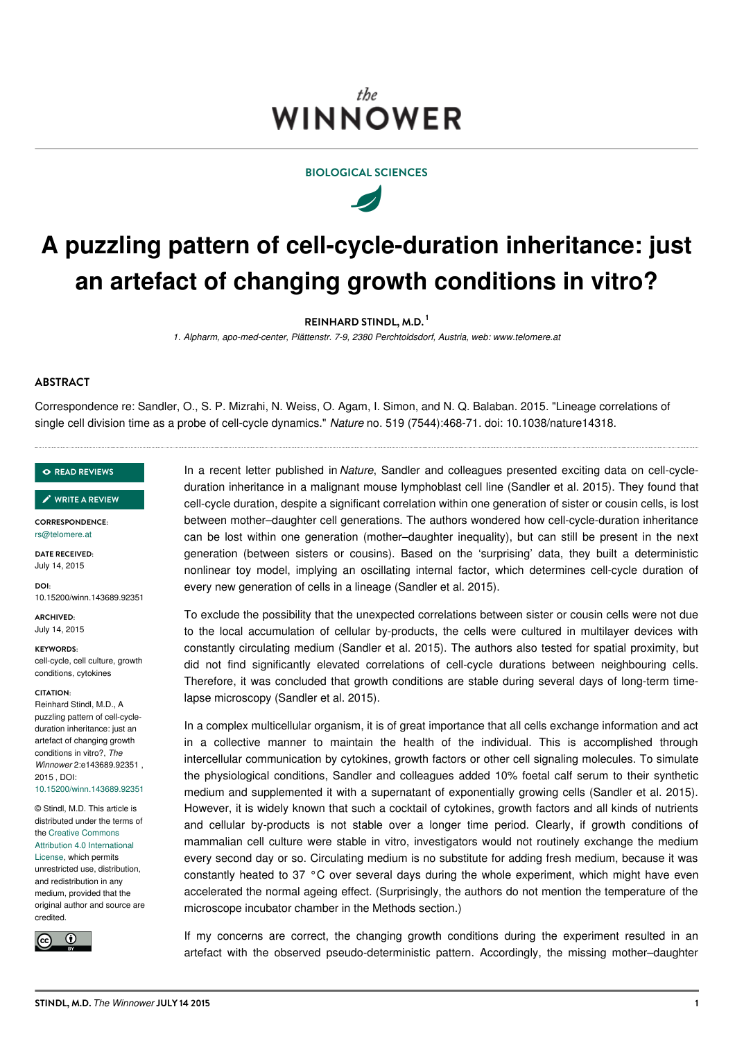the
# WINNOWER

BIOLOGICAL SCIENCES

# A puzzling pattern of cell-cycle-duration inheritance: just an artefact of changing growth conditions in vitro?

**REINHARD STINDL, M.D.** [1]

*1. Alpharm, apo-med-center, Plättenstr. 7-9, 2380 Perchtoldsdorf, Austria, web: www.telomere.at*

## ABSTRACT

Correspondence re: Sandler, O., S. P. Mizrahi, N. Weiss, O. Agam, I. Simon, and N. Q. Balaban. 2015. "Lineage correlations of single cell division time as a probe of cell-cycle dynamics." *Nature* no. 519 (7544):468-71. doi: 10.1038/nature14318.

READ REVIEWS

WRITE A REVIEW

**CORRESPONDENCE:**
rs@telomere.at

**DATE RECEIVED:**
July 14, 2015

**DOI:**
10.15200/winn.143689.92351

**ARCHIVED:**
July 14, 2015

**KEYWORDS:**
cell-cycle, cell culture, growth conditions, cytokines

**CITATION:**
Reinhard Stindl, M.D., A puzzling pattern of cell-cycle-duration inheritance: just an artefact of changing growth conditions in vitro?, *The Winnower* 2:e143689.92351 , 2015 , DOI: 10.15200/winn.143689.92351

© Stindl, M.D. This article is distributed under the terms of the Creative Commons Attribution 4.0 International License, which permits unrestricted use, distribution, and redistribution in any medium, provided that the original author and source are credited.

In a recent letter published in *Nature*, Sandler and colleagues presented exciting data on cell-cycle-duration inheritance in a malignant mouse lymphoblast cell line (Sandler et al. 2015). They found that cell-cycle duration, despite a significant correlation within one generation of sister or cousin cells, is lost between mother–daughter cell generations. The authors wondered how cell-cycle-duration inheritance can be lost within one generation (mother–daughter inequality), but can still be present in the next generation (between sisters or cousins). Based on the 'surprising' data, they built a deterministic nonlinear toy model, implying an oscillating internal factor, which determines cell-cycle duration of every new generation of cells in a lineage (Sandler et al. 2015).

To exclude the possibility that the unexpected correlations between sister or cousin cells were not due to the local accumulation of cellular by-products, the cells were cultured in multilayer devices with constantly circulating medium (Sandler et al. 2015). The authors also tested for spatial proximity, but did not find significantly elevated correlations of cell-cycle durations between neighbouring cells. Therefore, it was concluded that growth conditions are stable during several days of long-term time-lapse microscopy (Sandler et al. 2015).

In a complex multicellular organism, it is of great importance that all cells exchange information and act in a collective manner to maintain the health of the individual. This is accomplished through intercellular communication by cytokines, growth factors or other cell signaling molecules. To simulate the physiological conditions, Sandler and colleagues added 10% foetal calf serum to their synthetic medium and supplemented it with a supernatant of exponentially growing cells (Sandler et al. 2015). However, it is widely known that such a cocktail of cytokines, growth factors and all kinds of nutrients and cellular by-products is not stable over a longer time period. Clearly, if growth conditions of mammalian cell culture were stable in vitro, investigators would not routinely exchange the medium every second day or so. Circulating medium is no substitute for adding fresh medium, because it was constantly heated to 37 °C over several days during the whole experiment, which might have even accelerated the normal ageing effect. (Surprisingly, the authors do not mention the temperature of the microscope incubator chamber in the Methods section.)

If my concerns are correct, the changing growth conditions during the experiment resulted in an artefact with the observed pseudo-deterministic pattern. Accordingly, the missing mother–daughter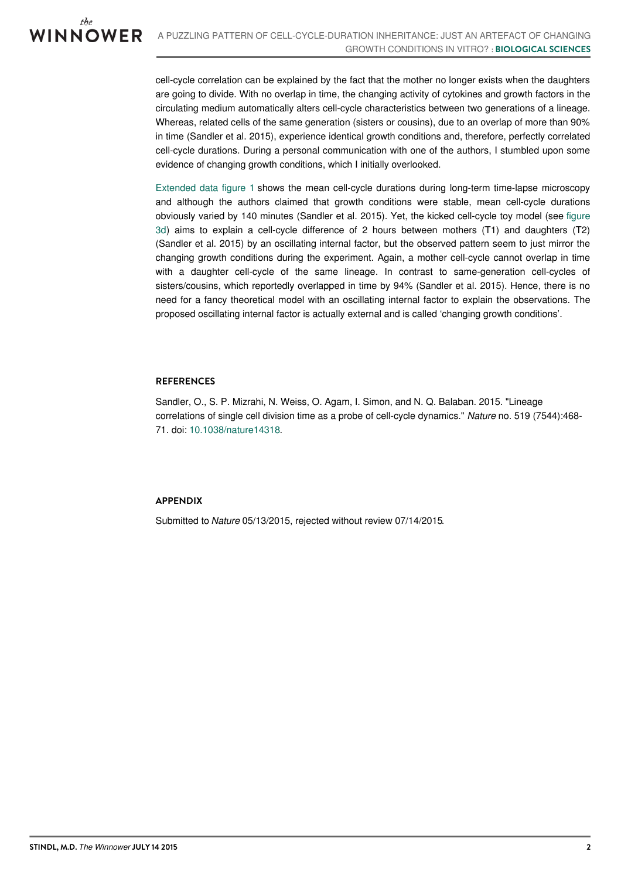cell-cycle correlation can be explained by the fact that the mother no longer exists when the daughters are going to divide. With no overlap in time, the changing activity of cytokines and growth factors in the circulating medium automatically alters cell-cycle characteristics between two generations of a lineage. Whereas, related cells of the same generation (sisters or cousins), due to an overlap of more than 90% in time (Sandler et al. 2015), experience identical growth conditions and, therefore, perfectly correlated cell-cycle durations. During a personal communication with one of the authors, I stumbled upon some evidence of changing growth conditions, which I initially overlooked.

Extended data figure 1 shows the mean cell-cycle durations during long-term time-lapse microscopy and although the authors claimed that growth conditions were stable, mean cell-cycle durations obviously varied by 140 minutes (Sandler et al. 2015). Yet, the kicked cell-cycle toy model (see figure 3d) aims to explain a cell-cycle difference of 2 hours between mothers (T1) and daughters (T2) (Sandler et al. 2015) by an oscillating internal factor, but the observed pattern seem to just mirror the changing growth conditions during the experiment. Again, a mother cell-cycle cannot overlap in time with a daughter cell-cycle of the same lineage. In contrast to same-generation cell-cycles of sisters/cousins, which reportedly overlapped in time by 94% (Sandler et al. 2015). Hence, there is no need for a fancy theoretical model with an oscillating internal factor to explain the observations. The proposed oscillating internal factor is actually external and is called 'changing growth conditions'.

## REFERENCES

Sandler, O., S. P. Mizrahi, N. Weiss, O. Agam, I. Simon, and N. Q. Balaban. 2015. "Lineage correlations of single cell division time as a probe of cell-cycle dynamics." *Nature* no. 519 (7544):468-71. doi: 10.1038/nature14318.

## APPENDIX

Submitted to *Nature* 05/13/2015, rejected without review 07/14/2015.